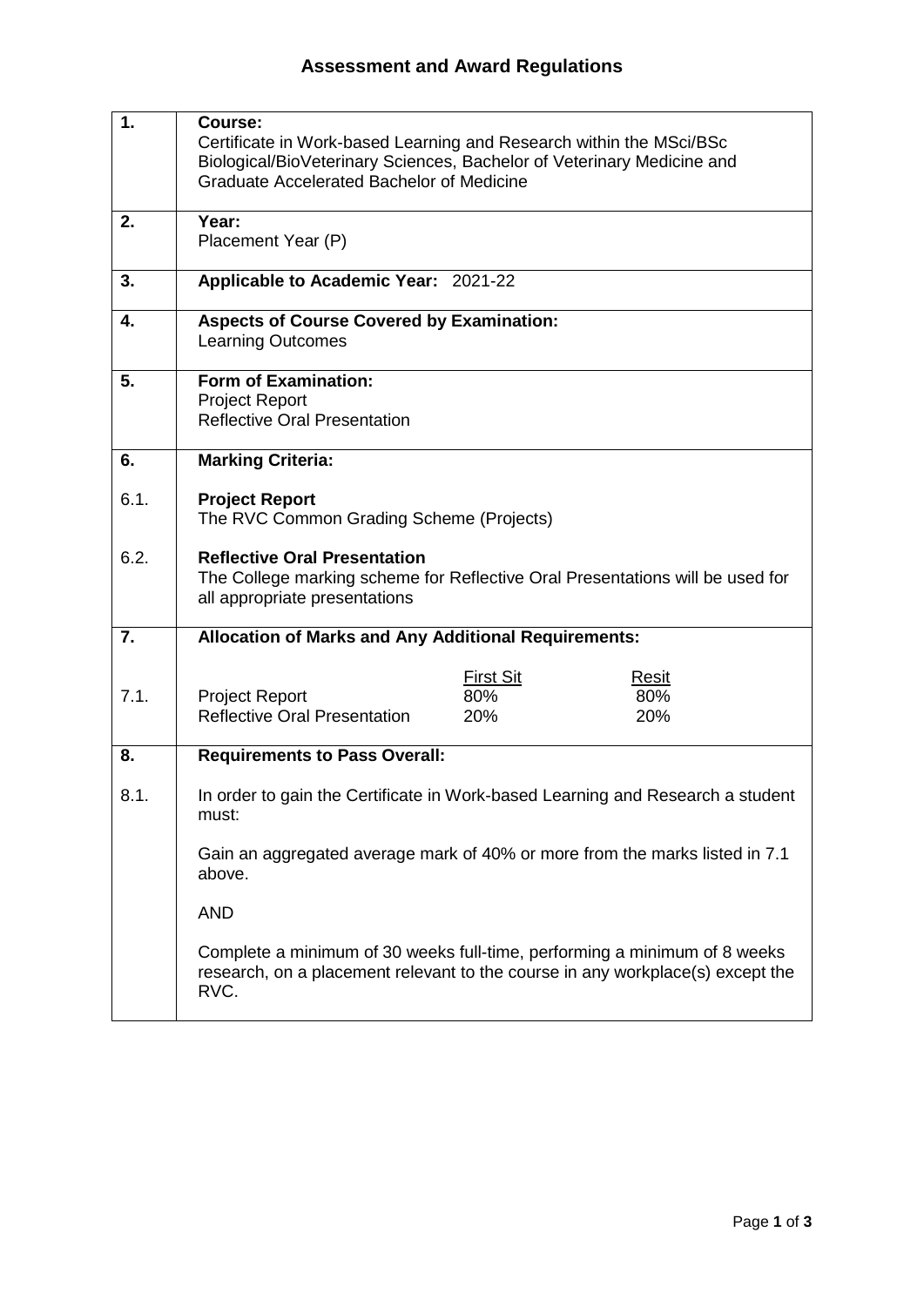# Assessment and Award Regulations

**1. Course:**
Certificate in Work-based Learning and Research within the MSci/BSc Biological/BioVeterinary Sciences, Bachelor of Veterinary Medicine and Graduate Accelerated Bachelor of Medicine

**2. Year:**
Placement Year (P)

**3. Applicable to Academic Year:** 2021-22

**4. Aspects of Course Covered by Examination:**
Learning Outcomes

**5. Form of Examination:**
Project Report
Reflective Oral Presentation

**6. Marking Criteria:**

6.1. **Project Report**
The RVC Common Grading Scheme (Projects)

6.2. **Reflective Oral Presentation**
The College marking scheme for Reflective Oral Presentations will be used for all appropriate presentations

**7. Allocation of Marks and Any Additional Requirements:**

7.1.

| | First Sit | Resit |
|---|---|---|
| Project Report | 80% | 80% |
| Reflective Oral Presentation | 20% | 20% |

**8. Requirements to Pass Overall:**

8.1. In order to gain the Certificate in Work-based Learning and Research a student must:

Gain an aggregated average mark of 40% or more from the marks listed in 7.1 above.

AND

Complete a minimum of 30 weeks full-time, performing a minimum of 8 weeks research, on a placement relevant to the course in any workplace(s) except the RVC.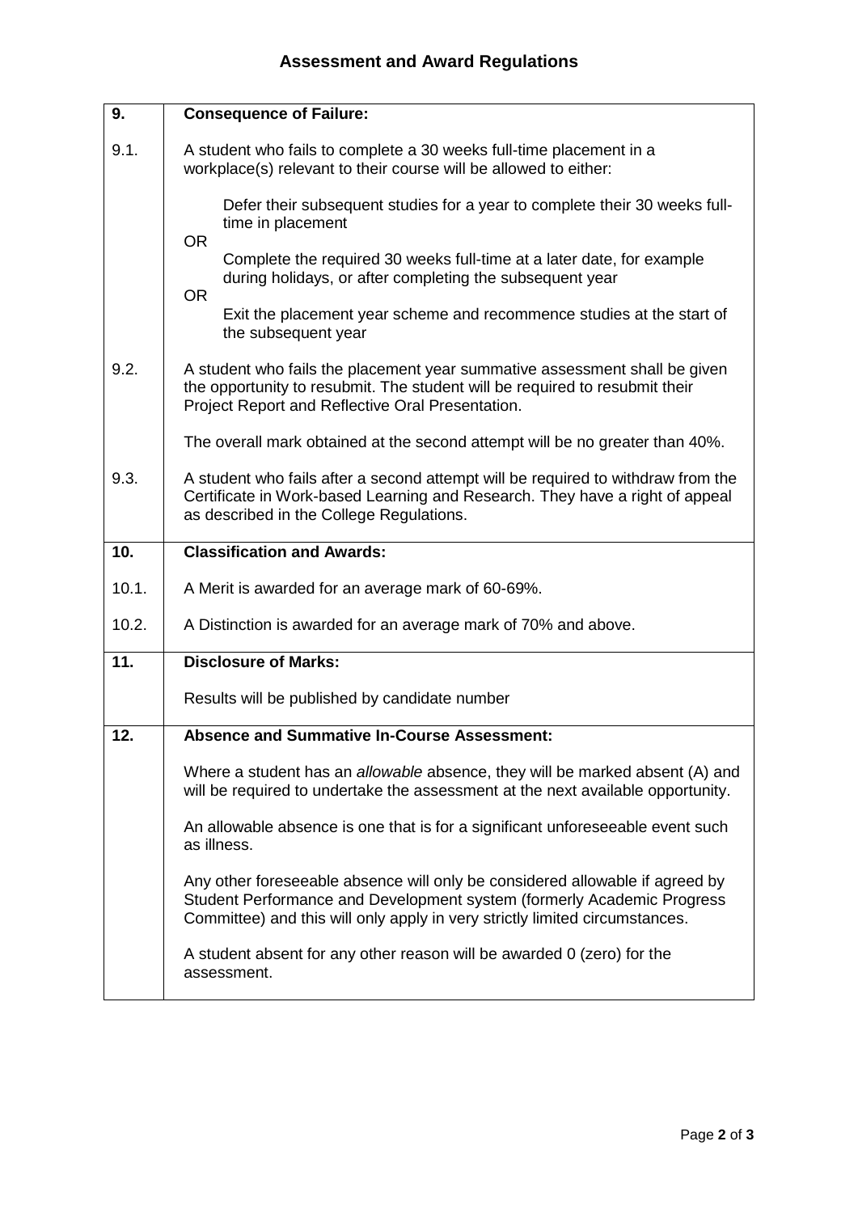# Assessment and Award Regulations

| | |
|---|---|
| **9.** | **Consequence of Failure:** |
| 9.1. | A student who fails to complete a 30 weeks full-time placement in a workplace(s) relevant to their course will be allowed to either:<br><br>Defer their subsequent studies for a year to complete their 30 weeks full-time in placement<br>OR<br>Complete the required 30 weeks full-time at a later date, for example during holidays, or after completing the subsequent year<br>OR<br>Exit the placement year scheme and recommence studies at the start of the subsequent year |
| 9.2. | A student who fails the placement year summative assessment shall be given the opportunity to resubmit. The student will be required to resubmit their Project Report and Reflective Oral Presentation.<br><br>The overall mark obtained at the second attempt will be no greater than 40%. |
| 9.3. | A student who fails after a second attempt will be required to withdraw from the Certificate in Work-based Learning and Research. They have a right of appeal as described in the College Regulations. |
| **10.** | **Classification and Awards:** |
| 10.1. | A Merit is awarded for an average mark of 60-69%. |
| 10.2. | A Distinction is awarded for an average mark of 70% and above. |
| **11.** | **Disclosure of Marks:**<br><br>Results will be published by candidate number |
| **12.** | **Absence and Summative In-Course Assessment:**<br><br>Where a student has an *allowable* absence, they will be marked absent (A) and will be required to undertake the assessment at the next available opportunity.<br><br>An allowable absence is one that is for a significant unforeseeable event such as illness.<br><br>Any other foreseeable absence will only be considered allowable if agreed by Student Performance and Development system (formerly Academic Progress Committee) and this will only apply in very strictly limited circumstances.<br><br>A student absent for any other reason will be awarded 0 (zero) for the assessment. |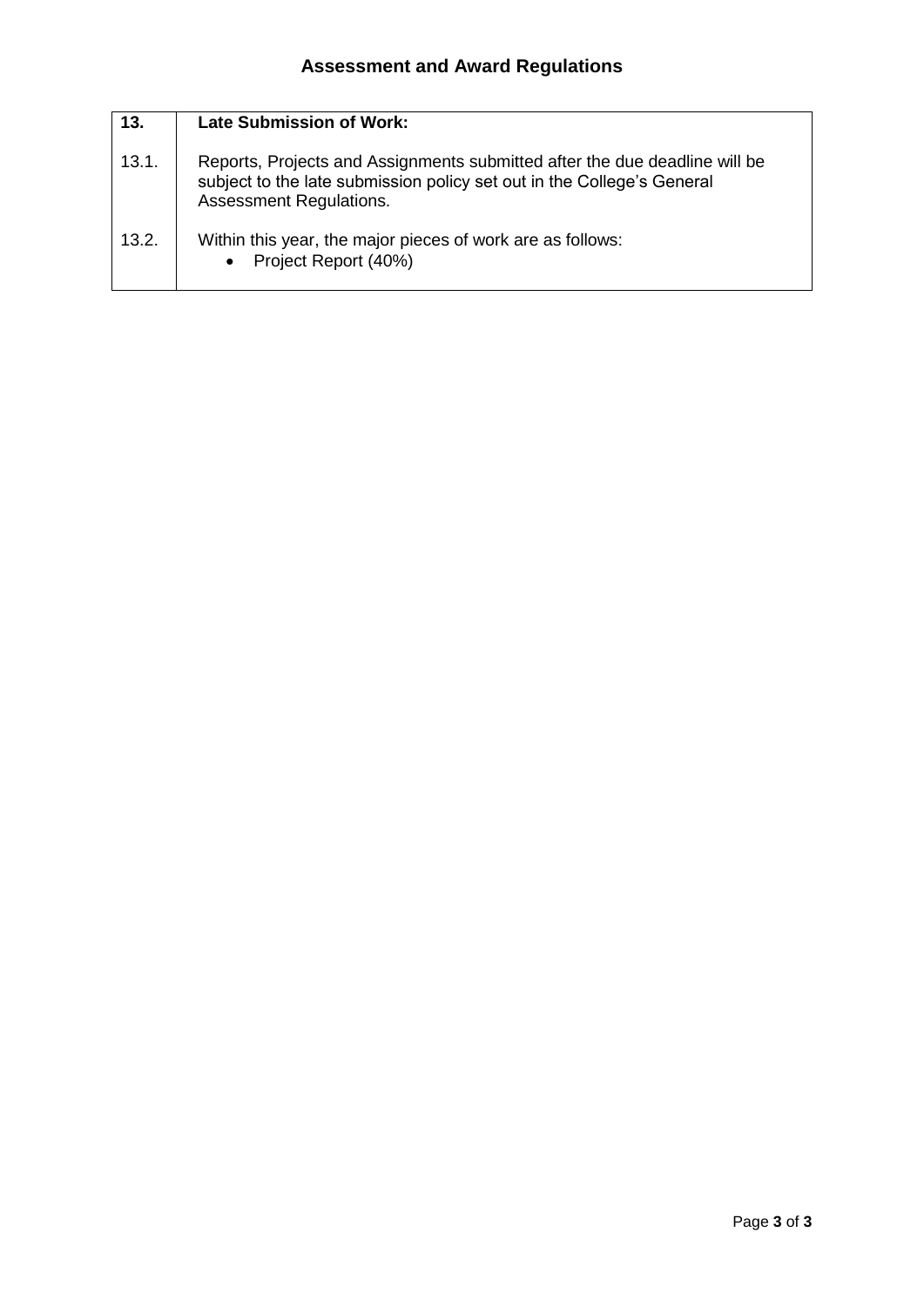| | |
|---|---|
| **13.** | **Late Submission of Work:** |
| 13.1. | Reports, Projects and Assignments submitted after the due deadline will be subject to the late submission policy set out in the College's General Assessment Regulations. |
| 13.2. | Within this year, the major pieces of work are as follows:<br>• Project Report (40%) |